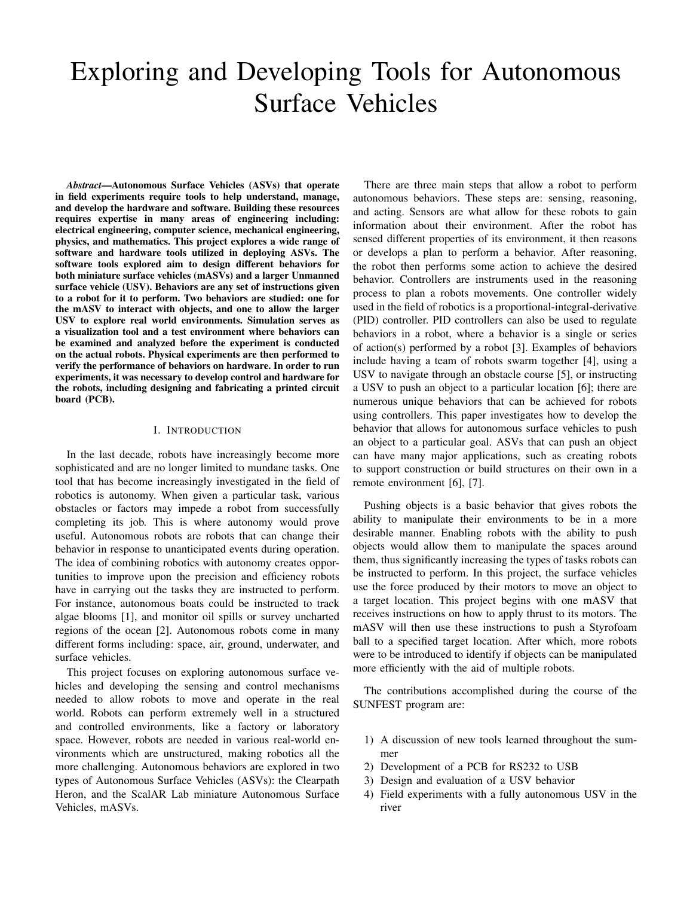// Exploring and Developing Tools for Autonomous Surface Vehicles

*Abstract*—**Autonomous Surface Vehicles (ASVs) that operate in field experiments require tools to help understand, manage, and develop the hardware and software. Building these resources requires expertise in many areas of engineering including: electrical engineering, computer science, mechanical engineering, physics, and mathematics. This project explores a wide range of software and hardware tools utilized in deploying ASVs. The software tools explored aim to design different behaviors for both miniature surface vehicles (mASVs) and a larger Unmanned surface vehicle (USV). Behaviors are any set of instructions given to a robot for it to perform. Two behaviors are studied: one for the mASV to interact with objects, and one to allow the larger USV to explore real world environments. Simulation serves as a visualization tool and a test environment where behaviors can be examined and analyzed before the experiment is conducted on the actual robots. Physical experiments are then performed to verify the performance of behaviors on hardware. In order to run experiments, it was necessary to develop control and hardware for the robots, including designing and fabricating a printed circuit board (PCB).**

## I. Introduction

In the last decade, robots have increasingly become more sophisticated and are no longer limited to mundane tasks. One tool that has become increasingly investigated in the field of robotics is autonomy. When given a particular task, various obstacles or factors may impede a robot from successfully completing its job. This is where autonomy would prove useful. Autonomous robots are robots that can change their behavior in response to unanticipated events during operation. The idea of combining robotics with autonomy creates opportunities to improve upon the precision and efficiency robots have in carrying out the tasks they are instructed to perform. For instance, autonomous boats could be instructed to track algae blooms [1], and monitor oil spills or survey uncharted regions of the ocean [2]. Autonomous robots come in many different forms including: space, air, ground, underwater, and surface vehicles.

This project focuses on exploring autonomous surface vehicles and developing the sensing and control mechanisms needed to allow robots to move and operate in the real world. Robots can perform extremely well in a structured and controlled environments, like a factory or laboratory space. However, robots are needed in various real-world environments which are unstructured, making robotics all the more challenging. Autonomous behaviors are explored in two types of Autonomous Surface Vehicles (ASVs): the Clearpath Heron, and the ScalAR Lab miniature Autonomous Surface Vehicles, mASVs.

There are three main steps that allow a robot to perform autonomous behaviors. These steps are: sensing, reasoning, and acting. Sensors are what allow for these robots to gain information about their environment. After the robot has sensed different properties of its environment, it then reasons or develops a plan to perform a behavior. After reasoning, the robot then performs some action to achieve the desired behavior. Controllers are instruments used in the reasoning process to plan a robots movements. One controller widely used in the field of robotics is a proportional-integral-derivative (PID) controller. PID controllers can also be used to regulate behaviors in a robot, where a behavior is a single or series of action(s) performed by a robot [3]. Examples of behaviors include having a team of robots swarm together [4], using a USV to navigate through an obstacle course [5], or instructing a USV to push an object to a particular location [6]; there are numerous unique behaviors that can be achieved for robots using controllers. This paper investigates how to develop the behavior that allows for autonomous surface vehicles to push an object to a particular goal. ASVs that can push an object can have many major applications, such as creating robots to support construction or build structures on their own in a remote environment [6], [7].

Pushing objects is a basic behavior that gives robots the ability to manipulate their environments to be in a more desirable manner. Enabling robots with the ability to push objects would allow them to manipulate the spaces around them, thus significantly increasing the types of tasks robots can be instructed to perform. In this project, the surface vehicles use the force produced by their motors to move an object to a target location. This project begins with one mASV that receives instructions on how to apply thrust to its motors. The mASV will then use these instructions to push a Styrofoam ball to a specified target location. After which, more robots were to be introduced to identify if objects can be manipulated more efficiently with the aid of multiple robots.

The contributions accomplished during the course of the SUNFEST program are:

1) A discussion of new tools learned throughout the summer
2) Development of a PCB for RS232 to USB
3) Design and evaluation of a USV behavior
4) Field experiments with a fully autonomous USV in the river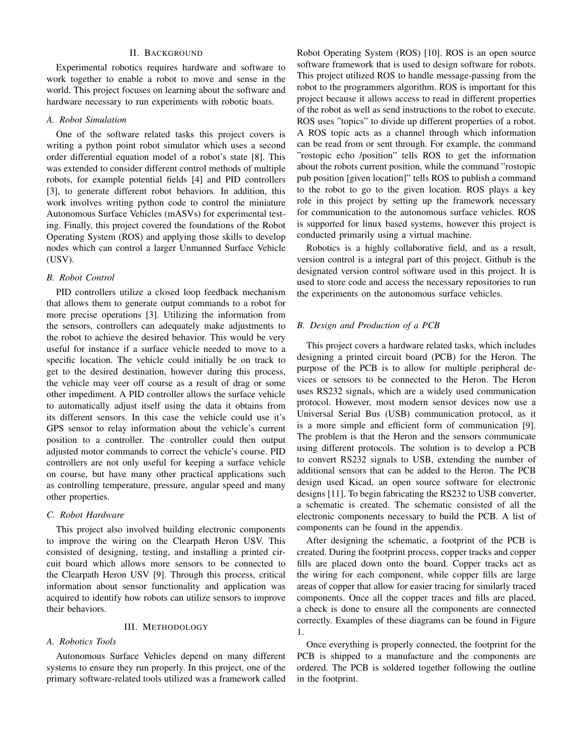## II. Background

Experimental robotics requires hardware and software to work together to enable a robot to move and sense in the world. This project focuses on learning about the software and hardware necessary to run experiments with robotic boats.

### A. Robot Simulation

One of the software related tasks this project covers is writing a python point robot simulator which uses a second order differential equation model of a robot's state [8]. This was extended to consider different control methods of multiple robots, for example potential fields [4] and PID controllers [3], to generate different robot behaviors. In addition, this work involves writing python code to control the miniature Autonomous Surface Vehicles (mASVs) for experimental testing. Finally, this project covered the foundations of the Robot Operating System (ROS) and applying those skills to develop nodes which can control a larger Unmanned Surface Vehicle (USV).

### B. Robot Control

PID controllers utilize a closed loop feedback mechanism that allows them to generate output commands to a robot for more precise operations [3]. Utilizing the information from the sensors, controllers can adequately make adjustments to the robot to achieve the desired behavior. This would be very useful for instance if a surface vehicle needed to move to a specific location. The vehicle could initially be on track to get to the desired destination, however during this process, the vehicle may veer off course as a result of drag or some other impediment. A PID controller allows the surface vehicle to automatically adjust itself using the data it obtains from its different sensors. In this case the vehicle could use it's GPS sensor to relay information about the vehicle's current position to a controller. The controller could then output adjusted motor commands to correct the vehicle's course. PID controllers are not only useful for keeping a surface vehicle on course, but have many other practical applications such as controlling temperature, pressure, angular speed and many other properties.

### C. Robot Hardware

This project also involved building electronic components to improve the wiring on the Clearpath Heron USV. This consisted of designing, testing, and installing a printed circuit board which allows more sensors to be connected to the Clearpath Heron USV [9]. Through this process, critical information about sensor functionality and application was acquired to identify how robots can utilize sensors to improve their behaviors.

## III. Methodology

### A. Robotics Tools

Autonomous Surface Vehicles depend on many different systems to ensure they run properly. In this project, one of the primary software-related tools utilized was a framework called Robot Operating System (ROS) [10]. ROS is an open source software framework that is used to design software for robots. This project utilized ROS to handle message-passing from the robot to the programmers algorithm. ROS is important for this project because it allows access to read in different properties of the robot as well as send instructions to the robot to execute. ROS uses "topics" to divide up different properties of a robot. A ROS topic acts as a channel through which information can be read from or sent through. For example, the command "rostopic echo /position" tells ROS to get the information about the robots current position, while the command "rostopic pub position [given location]" tells ROS to publish a command to the robot to go to the given location. ROS plays a key role in this project by setting up the framework necessary for communication to the autonomous surface vehicles. ROS is supported for linux based systems, however this project is conducted primarily using a virtual machine.

Robotics is a highly collaborative field, and as a result, version control is a integral part of this project. Github is the designated version control software used in this project. It is used to store code and access the necessary repositories to run the experiments on the autonomous surface vehicles.

### B. Design and Production of a PCB

This project covers a hardware related tasks, which includes designing a printed circuit board (PCB) for the Heron. The purpose of the PCB is to allow for multiple peripheral devices or sensors to be connected to the Heron. The Heron uses RS232 signals, which are a widely used communication protocol. However, most modern sensor devices now use a Universal Serial Bus (USB) communication protocol, as it is a more simple and efficient form of communication [9]. The problem is that the Heron and the sensors communicate using different protocols. The solution is to develop a PCB to convert RS232 signals to USB, extending the number of additional sensors that can be added to the Heron. The PCB design used Kicad, an open source software for electronic designs [11]. To begin fabricating the RS232 to USB converter, a schematic is created. The schematic consisted of all the electronic components necessary to build the PCB. A list of components can be found in the appendix.

After designing the schematic, a footprint of the PCB is created. During the footprint process, copper tracks and copper fills are placed down onto the board. Copper tracks act as the wiring for each component, while copper fills are large areas of copper that allow for easier tracing for similarly traced components. Once all the copper traces and fills are placed, a check is done to ensure all the components are connected correctly. Examples of these diagrams can be found in Figure 1.

Once everything is properly connected, the footprint for the PCB is shipped to a manufacture and the components are ordered. The PCB is soldered together following the outline in the footprint.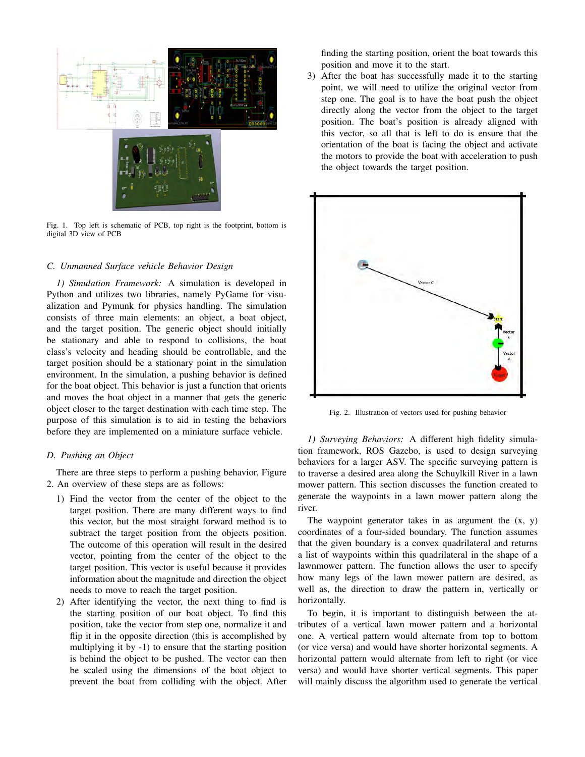Fig. 1. Top left is schematic of PCB, top right is the footprint, bottom is digital 3D view of PCB

### C. Unmanned Surface vehicle Behavior Design

*1) Simulation Framework:* A simulation is developed in Python and utilizes two libraries, namely PyGame for visualization and Pymunk for physics handling. The simulation consists of three main elements: an object, a boat object, and the target position. The generic object should initially be stationary and able to respond to collisions, the boat class's velocity and heading should be controllable, and the target position should be a stationary point in the simulation environment. In the simulation, a pushing behavior is defined for the boat object. This behavior is just a function that orients and moves the boat object in a manner that gets the generic object closer to the target destination with each time step. The purpose of this simulation is to aid in testing the behaviors before they are implemented on a miniature surface vehicle.

### D. Pushing an Object

There are three steps to perform a pushing behavior, Figure 2. An overview of these steps are as follows:

1) Find the vector from the center of the object to the target position. There are many different ways to find this vector, but the most straight forward method is to subtract the target position from the objects position. The outcome of this operation will result in the desired vector, pointing from the center of the object to the target position. This vector is useful because it provides information about the magnitude and direction the object needs to move to reach the target position.
2) After identifying the vector, the next thing to find is the starting position of our boat object. To find this position, take the vector from step one, normalize it and flip it in the opposite direction (this is accomplished by multiplying it by -1) to ensure that the starting position is behind the object to be pushed. The vector can then be scaled using the dimensions of the boat object to prevent the boat from colliding with the object. After finding the starting position, orient the boat towards this position and move it to the start.
3) After the boat has successfully made it to the starting point, we will need to utilize the original vector from step one. The goal is to have the boat push the object directly along the vector from the object to the target position. The boat's position is already aligned with this vector, so all that is left to do is ensure that the orientation of the boat is facing the object and activate the motors to provide the boat with acceleration to push the object towards the target position.

Fig. 2. Illustration of vectors used for pushing behavior

*1) Surveying Behaviors:* A different high fidelity simulation framework, ROS Gazebo, is used to design surveying behaviors for a larger ASV. The specific surveying pattern is to traverse a desired area along the Schuylkill River in a lawn mower pattern. This section discusses the function created to generate the waypoints in a lawn mower pattern along the river.

The waypoint generator takes in as argument the (x, y) coordinates of a four-sided boundary. The function assumes that the given boundary is a convex quadrilateral and returns a list of waypoints within this quadrilateral in the shape of a lawnmower pattern. The function allows the user to specify how many legs of the lawn mower pattern are desired, as well as, the direction to draw the pattern in, vertically or horizontally.

To begin, it is important to distinguish between the attributes of a vertical lawn mower pattern and a horizontal one. A vertical pattern would alternate from top to bottom (or vice versa) and would have shorter horizontal segments. A horizontal pattern would alternate from left to right (or vice versa) and would have shorter vertical segments. This paper will mainly discuss the algorithm used to generate the vertical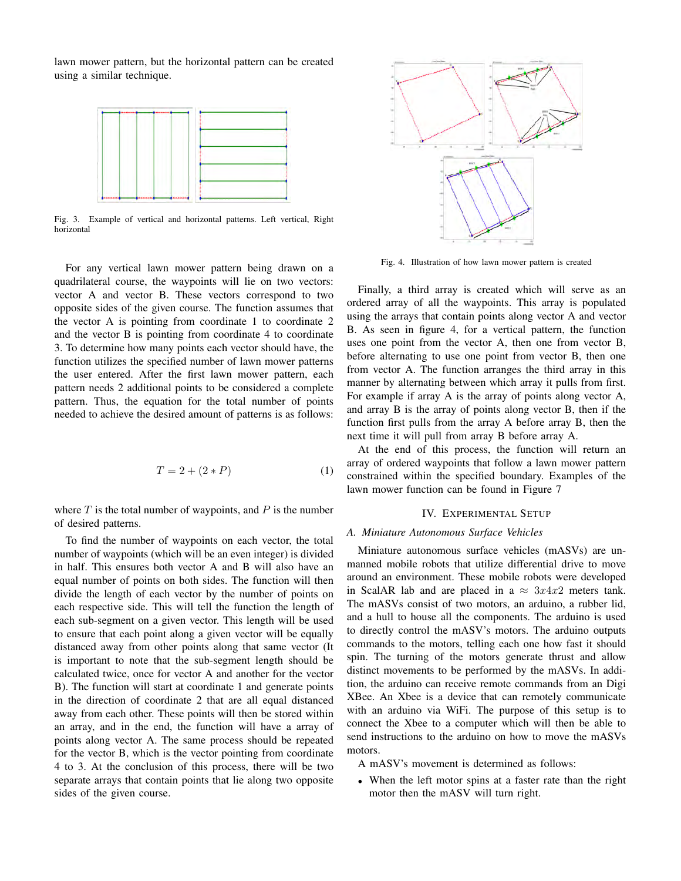lawn mower pattern, but the horizontal pattern can be created using a similar technique.

Fig. 3. Example of vertical and horizontal patterns. Left vertical, Right horizontal

For any vertical lawn mower pattern being drawn on a quadrilateral course, the waypoints will lie on two vectors: vector A and vector B. These vectors correspond to two opposite sides of the given course. The function assumes that the vector A is pointing from coordinate 1 to coordinate 2 and the vector B is pointing from coordinate 4 to coordinate 3. To determine how many points each vector should have, the function utilizes the specified number of lawn mower patterns the user entered. After the first lawn mower pattern, each pattern needs 2 additional points to be considered a complete pattern. Thus, the equation for the total number of points needed to achieve the desired amount of patterns is as follows:

$$T = 2 + (2 * P) \tag{1}$$

where $T$ is the total number of waypoints, and $P$ is the number of desired patterns.

To find the number of waypoints on each vector, the total number of waypoints (which will be an even integer) is divided in half. This ensures both vector A and B will also have an equal number of points on both sides. The function will then divide the length of each vector by the number of points on each respective side. This will tell the function the length of each sub-segment on a given vector. This length will be used to ensure that each point along a given vector will be equally distanced away from other points along that same vector (It is important to note that the sub-segment length should be calculated twice, once for vector A and another for the vector B). The function will start at coordinate 1 and generate points in the direction of coordinate 2 that are all equal distanced away from each other. These points will then be stored within an array, and in the end, the function will have a array of points along vector A. The same process should be repeated for the vector B, which is the vector pointing from coordinate 4 to 3. At the conclusion of this process, there will be two separate arrays that contain points that lie along two opposite sides of the given course.

Fig. 4. Illustration of how lawn mower pattern is created

Finally, a third array is created which will serve as an ordered array of all the waypoints. This array is populated using the arrays that contain points along vector A and vector B. As seen in figure 4, for a vertical pattern, the function uses one point from the vector A, then one from vector B, before alternating to use one point from vector B, then one from vector A. The function arranges the third array in this manner by alternating between which array it pulls from first. For example if array A is the array of points along vector A, and array B is the array of points along vector B, then if the function first pulls from the array A before array B, then the next time it will pull from array B before array A.

At the end of this process, the function will return an array of ordered waypoints that follow a lawn mower pattern constrained within the specified boundary. Examples of the lawn mower function can be found in Figure 7

## IV. Experimental Setup

### A. Miniature Autonomous Surface Vehicles

Miniature autonomous surface vehicles (mASVs) are unmanned mobile robots that utilize differential drive to move around an environment. These mobile robots were developed in ScalAR lab and are placed in a $\approx 3x4x2$ meters tank. The mASVs consist of two motors, an arduino, a rubber lid, and a hull to house all the components. The arduino is used to directly control the mASV's motors. The arduino outputs commands to the motors, telling each one how fast it should spin. The turning of the motors generate thrust and allow distinct movements to be performed by the mASVs. In addition, the arduino can receive remote commands from an Digi XBee. An Xbee is a device that can remotely communicate with an arduino via WiFi. The purpose of this setup is to connect the Xbee to a computer which will then be able to send instructions to the arduino on how to move the mASVs motors.

A mASV's movement is determined as follows:

- When the left motor spins at a faster rate than the right motor then the mASV will turn right.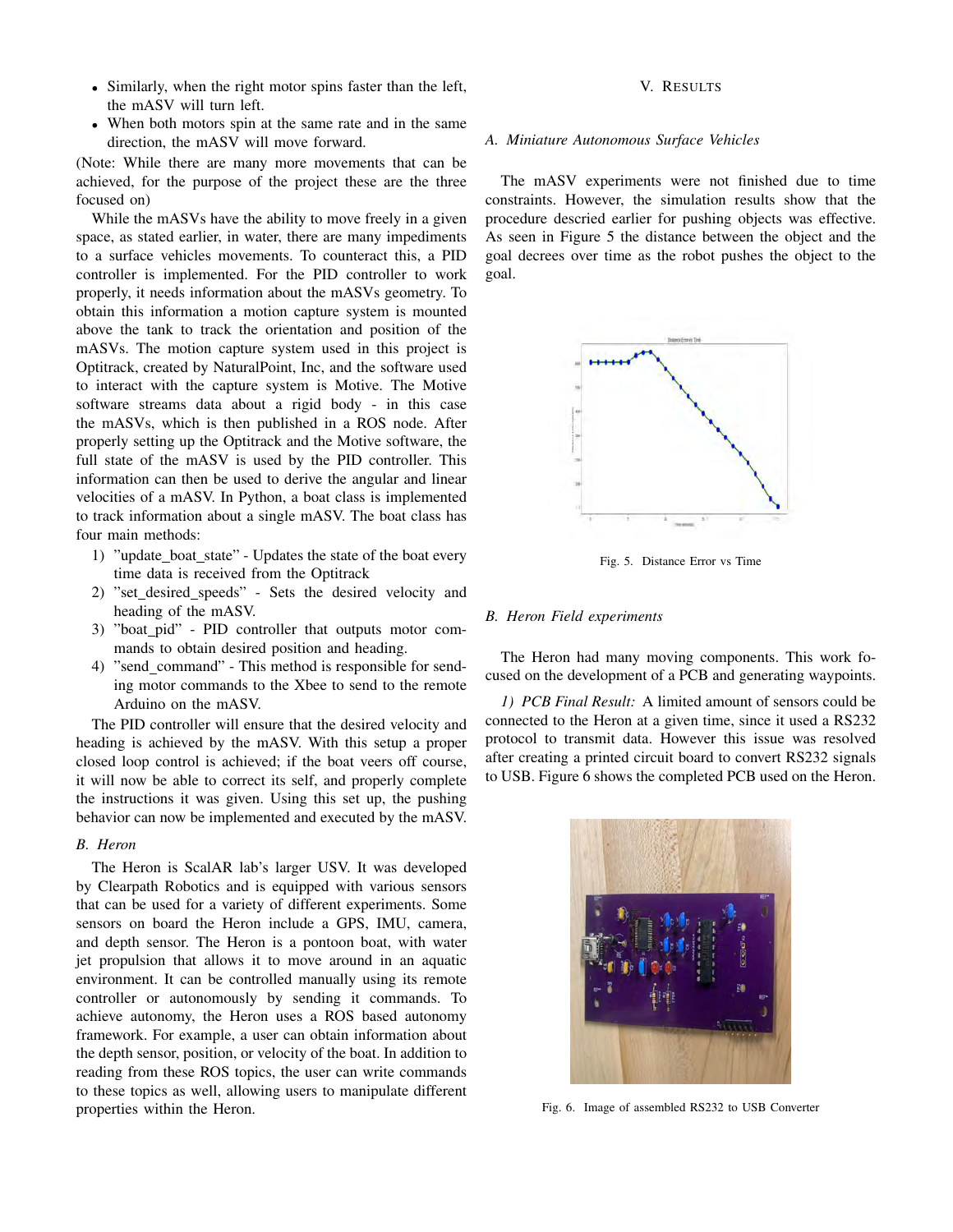- Similarly, when the right motor spins faster than the left, the mASV will turn left.
- When both motors spin at the same rate and in the same direction, the mASV will move forward.

(Note: While there are many more movements that can be achieved, for the purpose of the project these are the three focused on)

While the mASVs have the ability to move freely in a given space, as stated earlier, in water, there are many impediments to a surface vehicles movements. To counteract this, a PID controller is implemented. For the PID controller to work properly, it needs information about the mASVs geometry. To obtain this information a motion capture system is mounted above the tank to track the orientation and position of the mASVs. The motion capture system used in this project is Optitrack, created by NaturalPoint, Inc, and the software used to interact with the capture system is Motive. The Motive software streams data about a rigid body - in this case the mASVs, which is then published in a ROS node. After properly setting up the Optitrack and the Motive software, the full state of the mASV is used by the PID controller. This information can then be used to derive the angular and linear velocities of a mASV. In Python, a boat class is implemented to track information about a single mASV. The boat class has four main methods:

1) "update_boat_state" - Updates the state of the boat every time data is received from the Optitrack
2) "set_desired_speeds" - Sets the desired velocity and heading of the mASV.
3) "boat_pid" - PID controller that outputs motor commands to obtain desired position and heading.
4) "send_command" - This method is responsible for sending motor commands to the Xbee to send to the remote Arduino on the mASV.

The PID controller will ensure that the desired velocity and heading is achieved by the mASV. With this setup a proper closed loop control is achieved; if the boat veers off course, it will now be able to correct its self, and properly complete the instructions it was given. Using this set up, the pushing behavior can now be implemented and executed by the mASV.

### B. Heron

The Heron is ScalAR lab's larger USV. It was developed by Clearpath Robotics and is equipped with various sensors that can be used for a variety of different experiments. Some sensors on board the Heron include a GPS, IMU, camera, and depth sensor. The Heron is a pontoon boat, with water jet propulsion that allows it to move around in an aquatic environment. It can be controlled manually using its remote controller or autonomously by sending it commands. To achieve autonomy, the Heron uses a ROS based autonomy framework. For example, a user can obtain information about the depth sensor, position, or velocity of the boat. In addition to reading from these ROS topics, the user can write commands to these topics as well, allowing users to manipulate different properties within the Heron.

## V. Results

### A. Miniature Autonomous Surface Vehicles

The mASV experiments were not finished due to time constraints. However, the simulation results show that the procedure descried earlier for pushing objects was effective. As seen in Figure 5 the distance between the object and the goal decrees over time as the robot pushes the object to the goal.

Fig. 5. Distance Error vs Time

### B. Heron Field experiments

The Heron had many moving components. This work focused on the development of a PCB and generating waypoints.

*1) PCB Final Result:* A limited amount of sensors could be connected to the Heron at a given time, since it used a RS232 protocol to transmit data. However this issue was resolved after creating a printed circuit board to convert RS232 signals to USB. Figure 6 shows the completed PCB used on the Heron.

Fig. 6. Image of assembled RS232 to USB Converter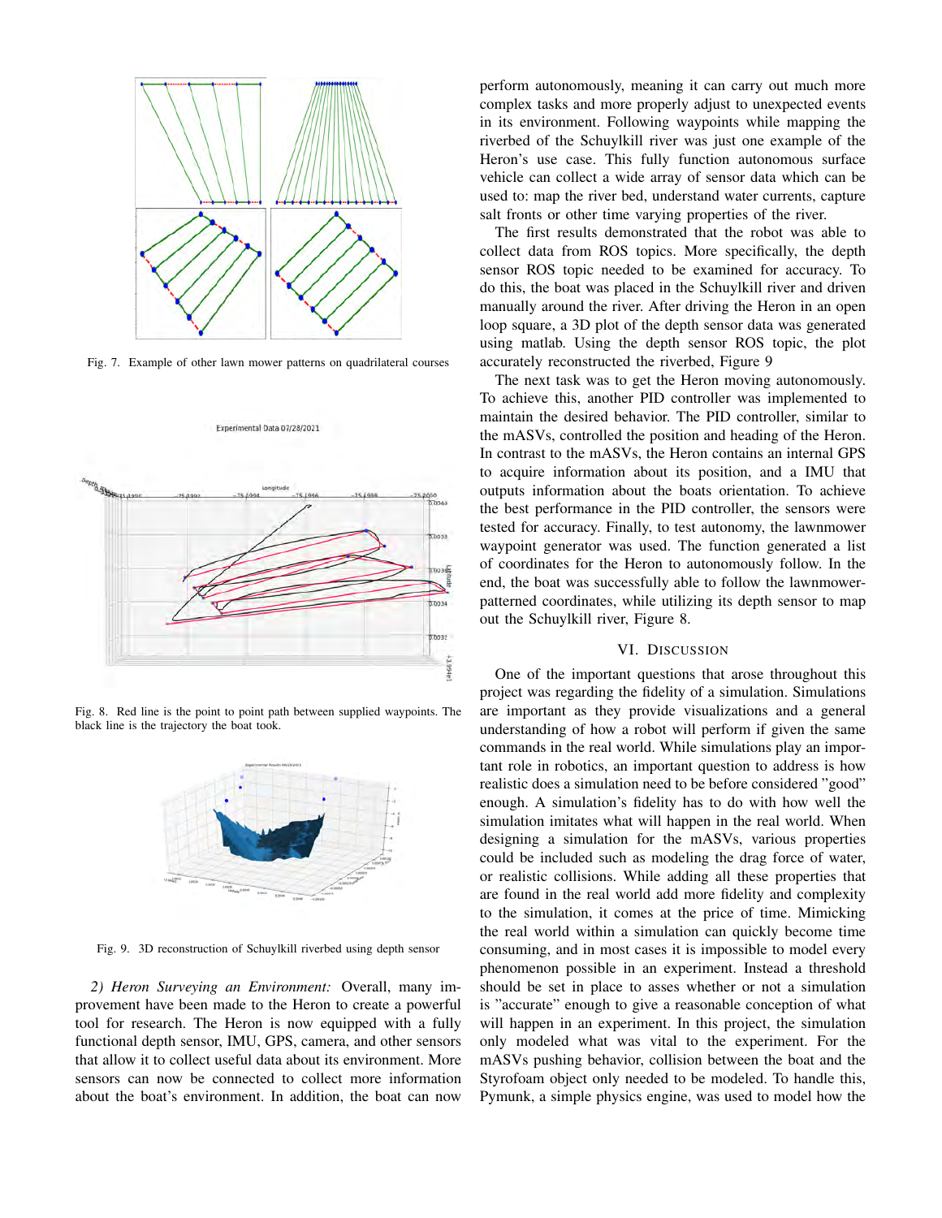Fig. 7. Example of other lawn mower patterns on quadrilateral courses

Fig. 8. Red line is the point to point path between supplied waypoints. The black line is the trajectory the boat took.

Fig. 9. 3D reconstruction of Schuylkill riverbed using depth sensor

*2) Heron Surveying an Environment:* Overall, many improvement have been made to the Heron to create a powerful tool for research. The Heron is now equipped with a fully functional depth sensor, IMU, GPS, camera, and other sensors that allow it to collect useful data about its environment. More sensors can now be connected to collect more information about the boat's environment. In addition, the boat can now perform autonomously, meaning it can carry out much more complex tasks and more properly adjust to unexpected events in its environment. Following waypoints while mapping the riverbed of the Schuylkill river was just one example of the Heron's use case. This fully function autonomous surface vehicle can collect a wide array of sensor data which can be used to: map the river bed, understand water currents, capture salt fronts or other time varying properties of the river.

The first results demonstrated that the robot was able to collect data from ROS topics. More specifically, the depth sensor ROS topic needed to be examined for accuracy. To do this, the boat was placed in the Schuylkill river and driven manually around the river. After driving the Heron in an open loop square, a 3D plot of the depth sensor data was generated using matlab. Using the depth sensor ROS topic, the plot accurately reconstructed the riverbed, Figure 9

The next task was to get the Heron moving autonomously. To achieve this, another PID controller was implemented to maintain the desired behavior. The PID controller, similar to the mASVs, controlled the position and heading of the Heron. In contrast to the mASVs, the Heron contains an internal GPS to acquire information about its position, and a IMU that outputs information about the boats orientation. To achieve the best performance in the PID controller, the sensors were tested for accuracy. Finally, to test autonomy, the lawnmower waypoint generator was used. The function generated a list of coordinates for the Heron to autonomously follow. In the end, the boat was successfully able to follow the lawnmower-patterned coordinates, while utilizing its depth sensor to map out the Schuylkill river, Figure 8.

## VI. Discussion

One of the important questions that arose throughout this project was regarding the fidelity of a simulation. Simulations are important as they provide visualizations and a general understanding of how a robot will perform if given the same commands in the real world. While simulations play an important role in robotics, an important question to address is how realistic does a simulation need to be before considered "good" enough. A simulation's fidelity has to do with how well the simulation imitates what will happen in the real world. When designing a simulation for the mASVs, various properties could be included such as modeling the drag force of water, or realistic collisions. While adding all these properties that are found in the real world add more fidelity and complexity to the simulation, it comes at the price of time. Mimicking the real world within a simulation can quickly become time consuming, and in most cases it is impossible to model every phenomenon possible in an experiment. Instead a threshold should be set in place to asses whether or not a simulation is "accurate" enough to give a reasonable conception of what will happen in an experiment. In this project, the simulation only modeled what was vital to the experiment. For the mASVs pushing behavior, collision between the boat and the Styrofoam object only needed to be modeled. To handle this, Pymunk, a simple physics engine, was used to model how the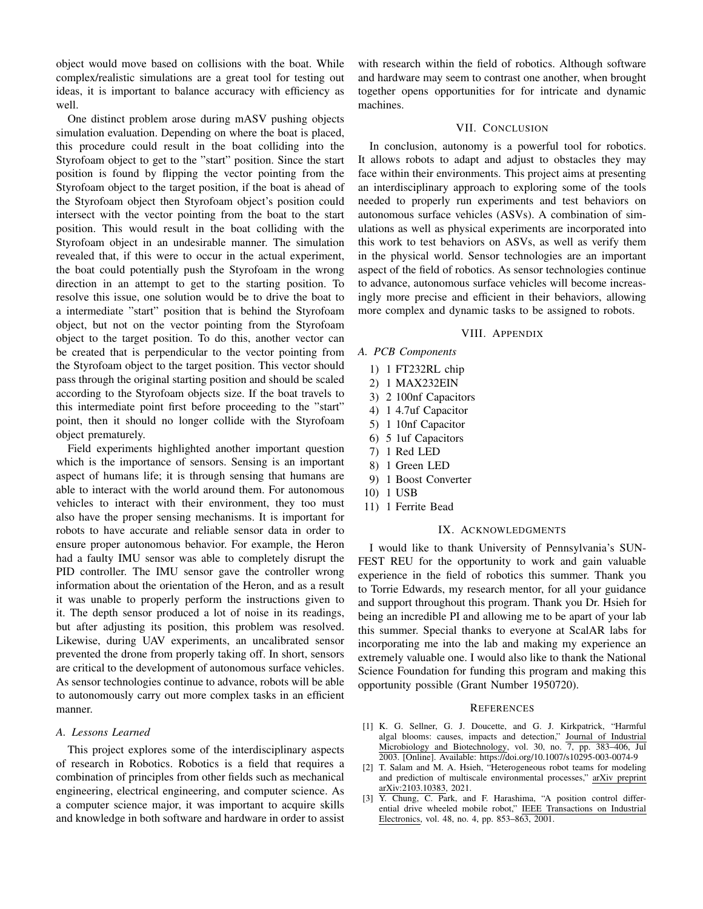object would move based on collisions with the boat. While complex/realistic simulations are a great tool for testing out ideas, it is important to balance accuracy with efficiency as well.

One distinct problem arose during mASV pushing objects simulation evaluation. Depending on where the boat is placed, this procedure could result in the boat colliding into the Styrofoam object to get to the "start" position. Since the start position is found by flipping the vector pointing from the Styrofoam object to the target position, if the boat is ahead of the Styrofoam object then Styrofoam object's position could intersect with the vector pointing from the boat to the start position. This would result in the boat colliding with the Styrofoam object in an undesirable manner. The simulation revealed that, if this were to occur in the actual experiment, the boat could potentially push the Styrofoam in the wrong direction in an attempt to get to the starting position. To resolve this issue, one solution would be to drive the boat to a intermediate "start" position that is behind the Styrofoam object, but not on the vector pointing from the Styrofoam object to the target position. To do this, another vector can be created that is perpendicular to the vector pointing from the Styrofoam object to the target position. This vector should pass through the original starting position and should be scaled according to the Styrofoam objects size. If the boat travels to this intermediate point first before proceeding to the "start" point, then it should no longer collide with the Styrofoam object prematurely.

Field experiments highlighted another important question which is the importance of sensors. Sensing is an important aspect of humans life; it is through sensing that humans are able to interact with the world around them. For autonomous vehicles to interact with their environment, they too must also have the proper sensing mechanisms. It is important for robots to have accurate and reliable sensor data in order to ensure proper autonomous behavior. For example, the Heron had a faulty IMU sensor was able to completely disrupt the PID controller. The IMU sensor gave the controller wrong information about the orientation of the Heron, and as a result it was unable to properly perform the instructions given to it. The depth sensor produced a lot of noise in its readings, but after adjusting its position, this problem was resolved. Likewise, during UAV experiments, an uncalibrated sensor prevented the drone from properly taking off. In short, sensors are critical to the development of autonomous surface vehicles. As sensor technologies continue to advance, robots will be able to autonomously carry out more complex tasks in an efficient manner.

### A. Lessons Learned

This project explores some of the interdisciplinary aspects of research in Robotics. Robotics is a field that requires a combination of principles from other fields such as mechanical engineering, electrical engineering, and computer science. As a computer science major, it was important to acquire skills and knowledge in both software and hardware in order to assist with research within the field of robotics. Although software and hardware may seem to contrast one another, when brought together opens opportunities for for intricate and dynamic machines.

## VII. Conclusion

In conclusion, autonomy is a powerful tool for robotics. It allows robots to adapt and adjust to obstacles they may face within their environments. This project aims at presenting an interdisciplinary approach to exploring some of the tools needed to properly run experiments and test behaviors on autonomous surface vehicles (ASVs). A combination of simulations as well as physical experiments are incorporated into this work to test behaviors on ASVs, as well as verify them in the physical world. Sensor technologies are an important aspect of the field of robotics. As sensor technologies continue to advance, autonomous surface vehicles will become increasingly more precise and efficient in their behaviors, allowing more complex and dynamic tasks to be assigned to robots.

## VIII. Appendix

### A. PCB Components

1) 1 FT232RL chip
2) 1 MAX232EIN
3) 2 100nf Capacitors
4) 1 4.7uf Capacitor
5) 1 10nf Capacitor
6) 5 1uf Capacitors
7) 1 Red LED
8) 1 Green LED
9) 1 Boost Converter
10) 1 USB
11) 1 Ferrite Bead

## IX. Acknowledgments

I would like to thank University of Pennsylvania's SUNFEST REU for the opportunity to work and gain valuable experience in the field of robotics this summer. Thank you to Torrie Edwards, my research mentor, for all your guidance and support throughout this program. Thank you Dr. Hsieh for being an incredible PI and allowing me to be apart of your lab this summer. Special thanks to everyone at ScalAR labs for incorporating me into the lab and making my experience an extremely valuable one. I would also like to thank the National Science Foundation for funding this program and making this opportunity possible (Grant Number 1950720).

## References

[1] K. G. Sellner, G. J. Doucette, and G. J. Kirkpatrick, "Harmful algal blooms: causes, impacts and detection," Journal of Industrial Microbiology and Biotechnology, vol. 30, no. 7, pp. 383–406, Jul 2003. [Online]. Available: https://doi.org/10.1007/s10295-003-0074-9

[2] T. Salam and M. A. Hsieh, "Heterogeneous robot teams for modeling and prediction of multiscale environmental processes," arXiv preprint arXiv:2103.10383, 2021.

[3] Y. Chung, C. Park, and F. Harashima, "A position control differential drive wheeled mobile robot," IEEE Transactions on Industrial Electronics, vol. 48, no. 4, pp. 853–863, 2001.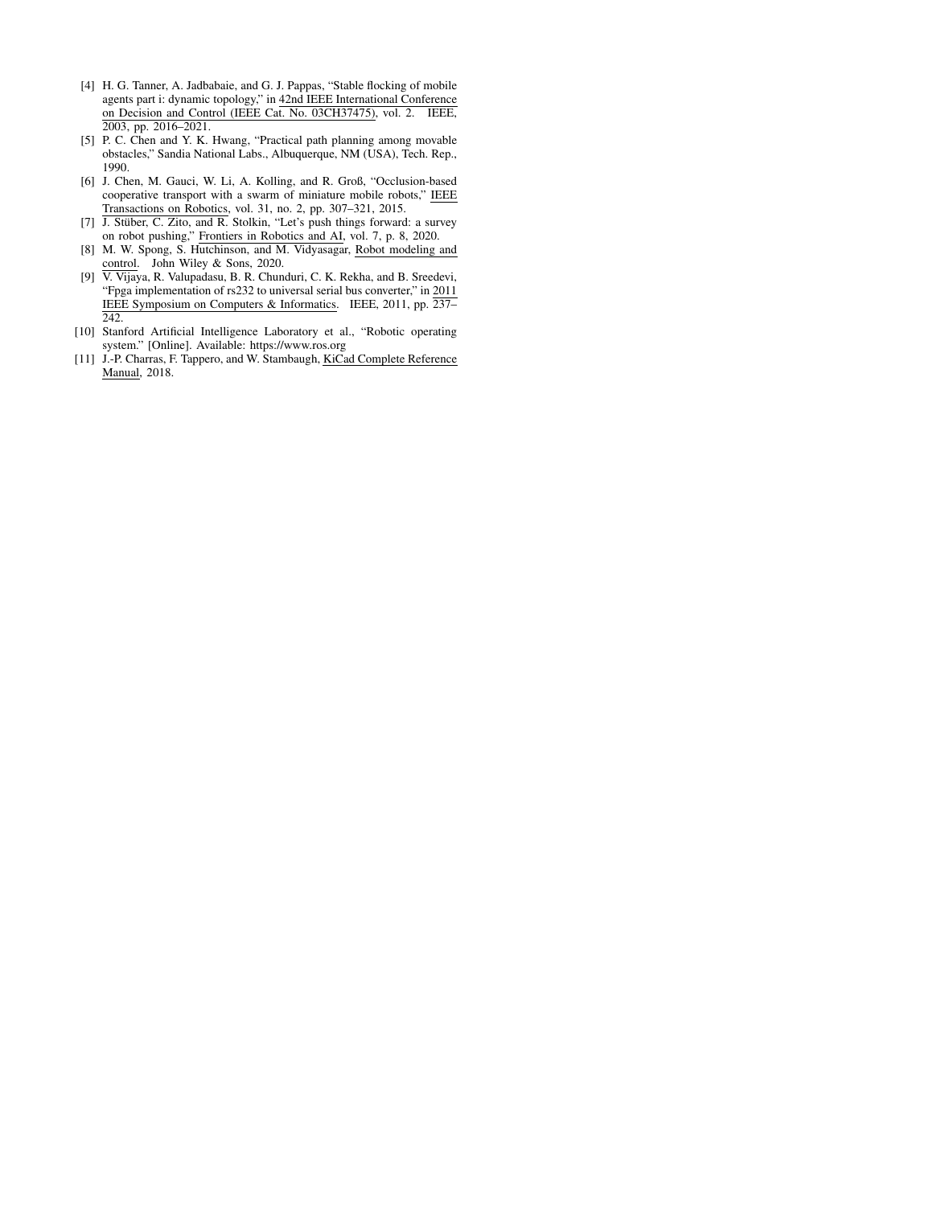[4] H. G. Tanner, A. Jadbabaie, and G. J. Pappas, "Stable flocking of mobile agents part i: dynamic topology," in 42nd IEEE International Conference on Decision and Control (IEEE Cat. No. 03CH37475), vol. 2. IEEE, 2003, pp. 2016–2021.

[5] P. C. Chen and Y. K. Hwang, "Practical path planning among movable obstacles," Sandia National Labs., Albuquerque, NM (USA), Tech. Rep., 1990.

[6] J. Chen, M. Gauci, W. Li, A. Kolling, and R. Groß, "Occlusion-based cooperative transport with a swarm of miniature mobile robots," IEEE Transactions on Robotics, vol. 31, no. 2, pp. 307–321, 2015.

[7] J. Stüber, C. Zito, and R. Stolkin, "Let's push things forward: a survey on robot pushing," Frontiers in Robotics and AI, vol. 7, p. 8, 2020.

[8] M. W. Spong, S. Hutchinson, and M. Vidyasagar, Robot modeling and control. John Wiley & Sons, 2020.

[9] V. Vijaya, R. Valupadasu, B. R. Chunduri, C. K. Rekha, and B. Sreedevi, "Fpga implementation of rs232 to universal serial bus converter," in 2011 IEEE Symposium on Computers & Informatics. IEEE, 2011, pp. 237–242.

[10] Stanford Artificial Intelligence Laboratory et al., "Robotic operating system." [Online]. Available: https://www.ros.org

[11] J.-P. Charras, F. Tappero, and W. Stambaugh, KiCad Complete Reference Manual, 2018.